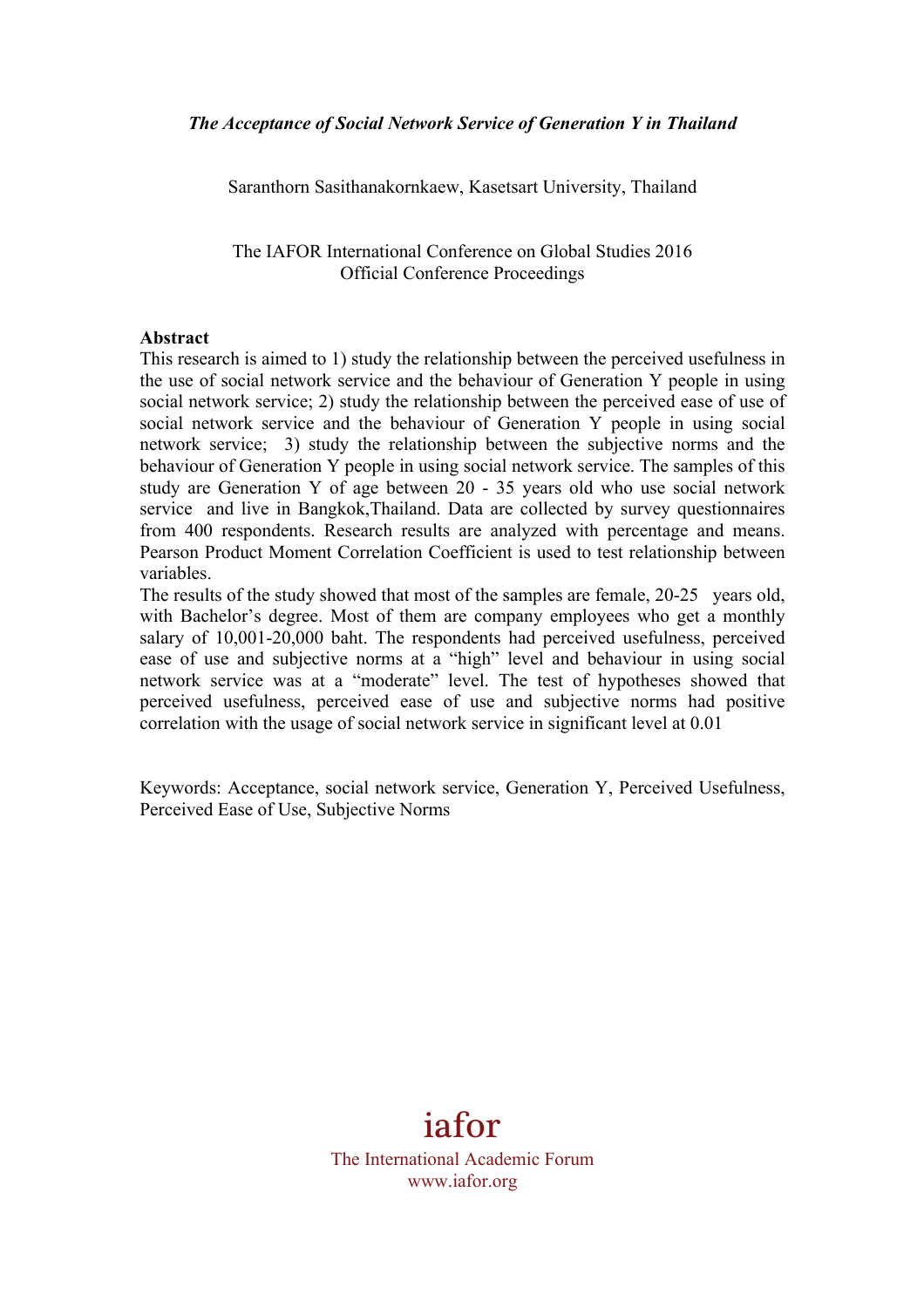***The Acceptance of Social Network Service of Generation Y in Thailand***

Saranthorn Sasithanakornkaew, Kasetsart University, Thailand

The IAFOR International Conference on Global Studies 2016
Official Conference Proceedings

**Abstract**

This research is aimed to 1) study the relationship between the perceived usefulness in the use of social network service and the behaviour of Generation Y people in using social network service; 2) study the relationship between the perceived ease of use of social network service and the behaviour of Generation Y people in using social network service; 3) study the relationship between the subjective norms and the behaviour of Generation Y people in using social network service. The samples of this study are Generation Y of age between 20 - 35 years old who use social network service and live in Bangkok,Thailand. Data are collected by survey questionnaires from 400 respondents. Research results are analyzed with percentage and means. Pearson Product Moment Correlation Coefficient is used to test relationship between variables.

The results of the study showed that most of the samples are female, 20-25 years old, with Bachelor's degree. Most of them are company employees who get a monthly salary of 10,001-20,000 baht. The respondents had perceived usefulness, perceived ease of use and subjective norms at a "high" level and behaviour in using social network service was at a "moderate" level. The test of hypotheses showed that perceived usefulness, perceived ease of use and subjective norms had positive correlation with the usage of social network service in significant level at 0.01

Keywords: Acceptance, social network service, Generation Y, Perceived Usefulness, Perceived Ease of Use, Subjective Norms

iafor

The International Academic Forum
www.iafor.org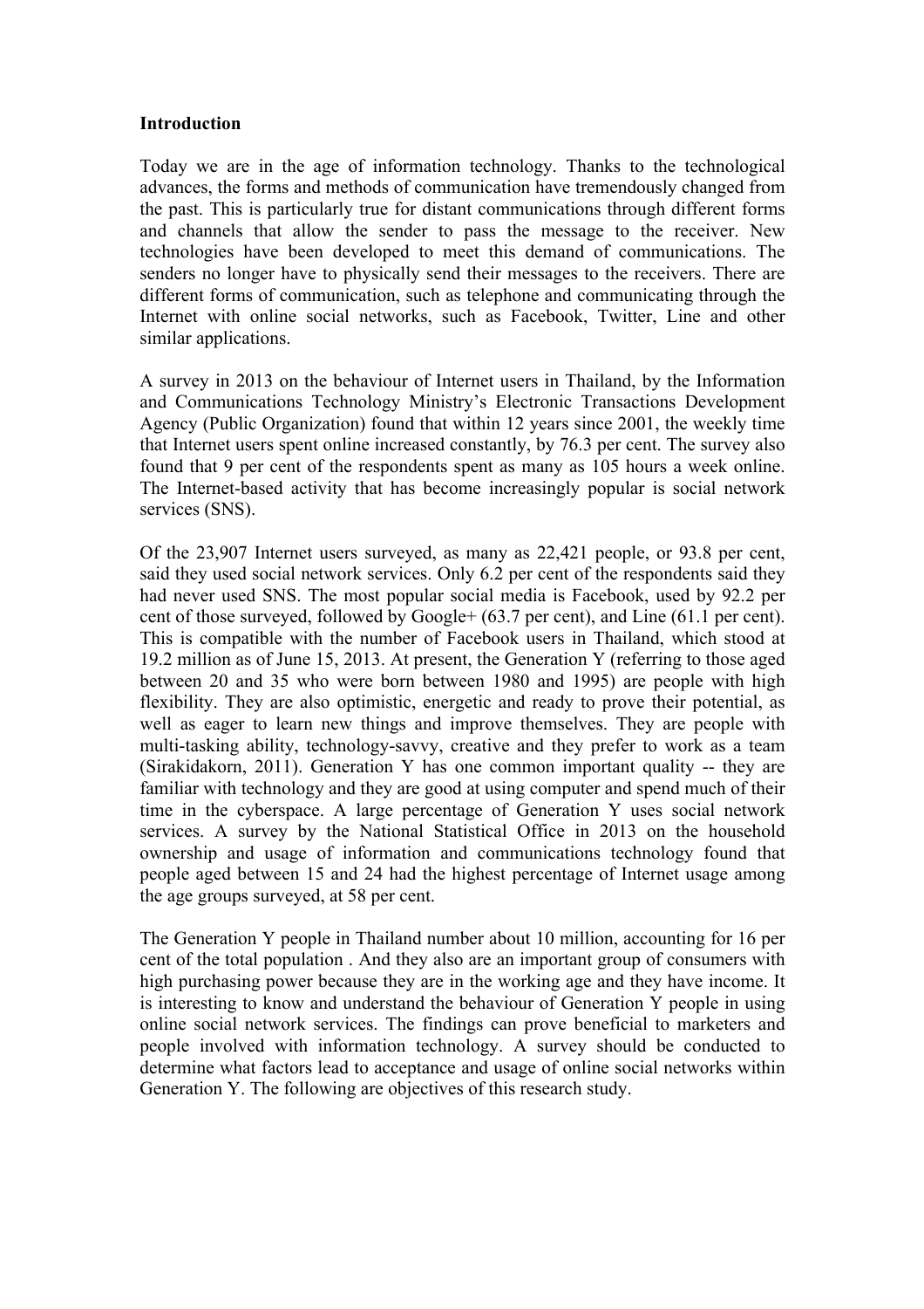## Introduction

Today we are in the age of information technology. Thanks to the technological advances, the forms and methods of communication have tremendously changed from the past. This is particularly true for distant communications through different forms and channels that allow the sender to pass the message to the receiver. New technologies have been developed to meet this demand of communications. The senders no longer have to physically send their messages to the receivers. There are different forms of communication, such as telephone and communicating through the Internet with online social networks, such as Facebook, Twitter, Line and other similar applications.

A survey in 2013 on the behaviour of Internet users in Thailand, by the Information and Communications Technology Ministry's Electronic Transactions Development Agency (Public Organization) found that within 12 years since 2001, the weekly time that Internet users spent online increased constantly, by 76.3 per cent. The survey also found that 9 per cent of the respondents spent as many as 105 hours a week online. The Internet-based activity that has become increasingly popular is social network services (SNS).

Of the 23,907 Internet users surveyed, as many as 22,421 people, or 93.8 per cent, said they used social network services. Only 6.2 per cent of the respondents said they had never used SNS. The most popular social media is Facebook, used by 92.2 per cent of those surveyed, followed by Google+ (63.7 per cent), and Line (61.1 per cent). This is compatible with the number of Facebook users in Thailand, which stood at 19.2 million as of June 15, 2013. At present, the Generation Y (referring to those aged between 20 and 35 who were born between 1980 and 1995) are people with high flexibility. They are also optimistic, energetic and ready to prove their potential, as well as eager to learn new things and improve themselves. They are people with multi-tasking ability, technology-savvy, creative and they prefer to work as a team (Sirakidakorn, 2011). Generation Y has one common important quality -- they are familiar with technology and they are good at using computer and spend much of their time in the cyberspace. A large percentage of Generation Y uses social network services. A survey by the National Statistical Office in 2013 on the household ownership and usage of information and communications technology found that people aged between 15 and 24 had the highest percentage of Internet usage among the age groups surveyed, at 58 per cent.

The Generation Y people in Thailand number about 10 million, accounting for 16 per cent of the total population . And they also are an important group of consumers with high purchasing power because they are in the working age and they have income. It is interesting to know and understand the behaviour of Generation Y people in using online social network services. The findings can prove beneficial to marketers and people involved with information technology. A survey should be conducted to determine what factors lead to acceptance and usage of online social networks within Generation Y. The following are objectives of this research study.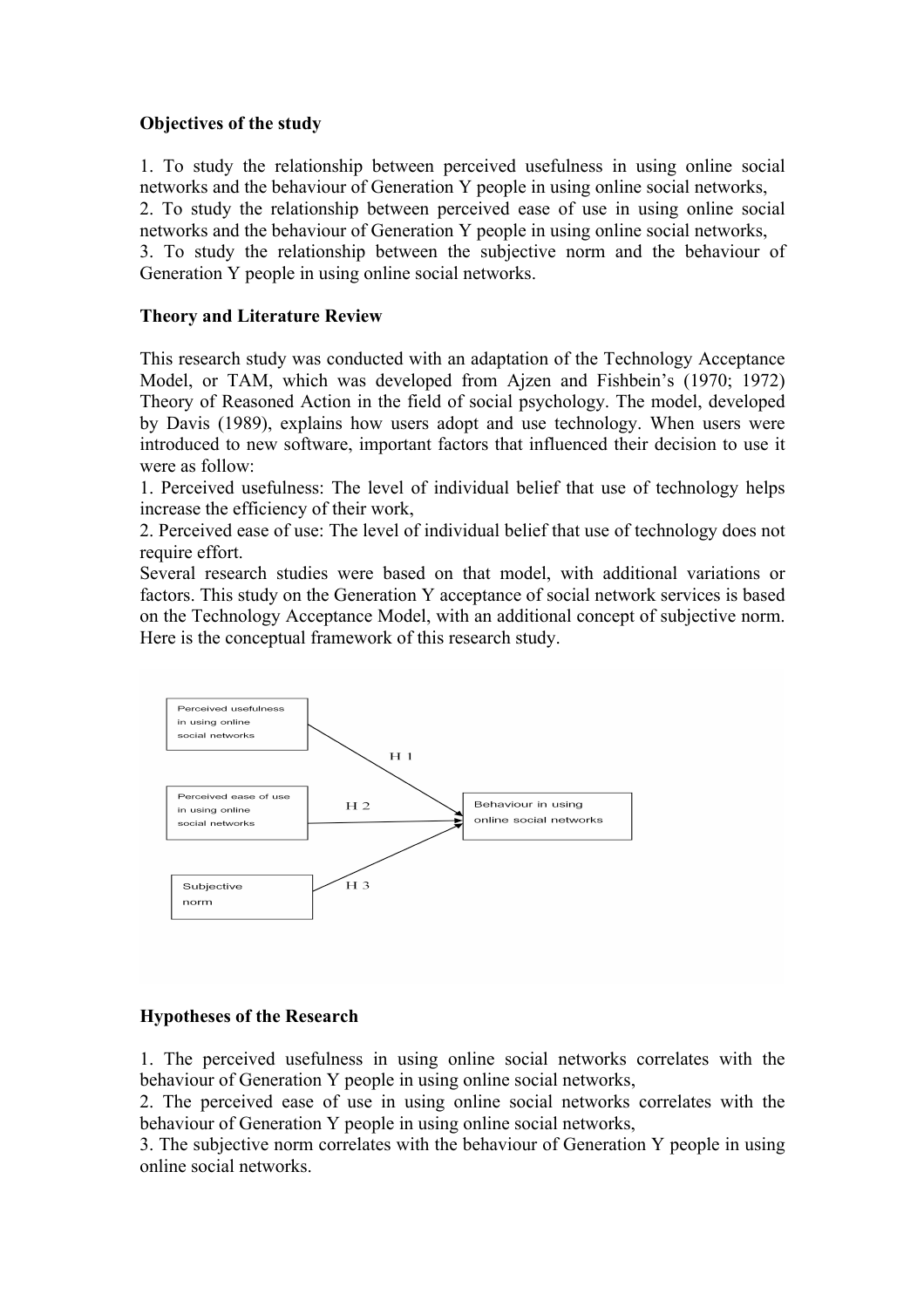**Objectives of the study**

1. To study the relationship between perceived usefulness in using online social networks and the behaviour of Generation Y people in using online social networks,
2. To study the relationship between perceived ease of use in using online social networks and the behaviour of Generation Y people in using online social networks,
3. To study the relationship between the subjective norm and the behaviour of Generation Y people in using online social networks.

**Theory and Literature Review**

This research study was conducted with an adaptation of the Technology Acceptance Model, or TAM, which was developed from Ajzen and Fishbein's (1970; 1972) Theory of Reasoned Action in the field of social psychology. The model, developed by Davis (1989), explains how users adopt and use technology. When users were introduced to new software, important factors that influenced their decision to use it were as follow:
1. Perceived usefulness: The level of individual belief that use of technology helps increase the efficiency of their work,
2. Perceived ease of use: The level of individual belief that use of technology does not require effort.
Several research studies were based on that model, with additional variations or factors. This study on the Generation Y acceptance of social network services is based on the Technology Acceptance Model, with an additional concept of subjective norm. Here is the conceptual framework of this research study.

Perceived usefulness in using online social networks

Perceived ease of use in using online social networks

Subjective norm

H 1

H 2

H 3

Behaviour in using online social networks

**Hypotheses of the Research**

1. The perceived usefulness in using online social networks correlates with the behaviour of Generation Y people in using online social networks,
2. The perceived ease of use in using online social networks correlates with the behaviour of Generation Y people in using online social networks,
3. The subjective norm correlates with the behaviour of Generation Y people in using online social networks.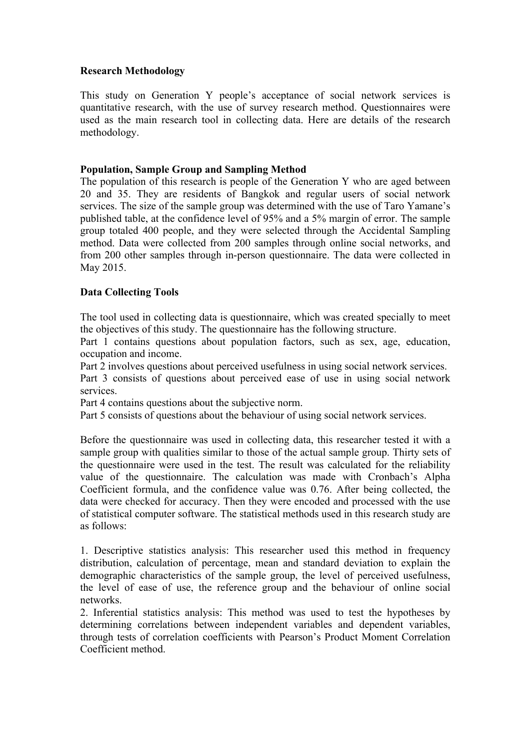**Research Methodology**

This study on Generation Y people's acceptance of social network services is quantitative research, with the use of survey research method. Questionnaires were used as the main research tool in collecting data. Here are details of the research methodology.

**Population, Sample Group and Sampling Method**

The population of this research is people of the Generation Y who are aged between 20 and 35. They are residents of Bangkok and regular users of social network services. The size of the sample group was determined with the use of Taro Yamane's published table, at the confidence level of 95% and a 5% margin of error. The sample group totaled 400 people, and they were selected through the Accidental Sampling method. Data were collected from 200 samples through online social networks, and from 200 other samples through in-person questionnaire. The data were collected in May 2015.

**Data Collecting Tools**

The tool used in collecting data is questionnaire, which was created specially to meet the objectives of this study. The questionnaire has the following structure.

Part 1 contains questions about population factors, such as sex, age, education, occupation and income.

Part 2 involves questions about perceived usefulness in using social network services.

Part 3 consists of questions about perceived ease of use in using social network services.

Part 4 contains questions about the subjective norm.

Part 5 consists of questions about the behaviour of using social network services.

Before the questionnaire was used in collecting data, this researcher tested it with a sample group with qualities similar to those of the actual sample group. Thirty sets of the questionnaire were used in the test. The result was calculated for the reliability value of the questionnaire. The calculation was made with Cronbach's Alpha Coefficient formula, and the confidence value was 0.76. After being collected, the data were checked for accuracy. Then they were encoded and processed with the use of statistical computer software. The statistical methods used in this research study are as follows:

1. Descriptive statistics analysis: This researcher used this method in frequency distribution, calculation of percentage, mean and standard deviation to explain the demographic characteristics of the sample group, the level of perceived usefulness, the level of ease of use, the reference group and the behaviour of online social networks.
2. Inferential statistics analysis: This method was used to test the hypotheses by determining correlations between independent variables and dependent variables, through tests of correlation coefficients with Pearson's Product Moment Correlation Coefficient method.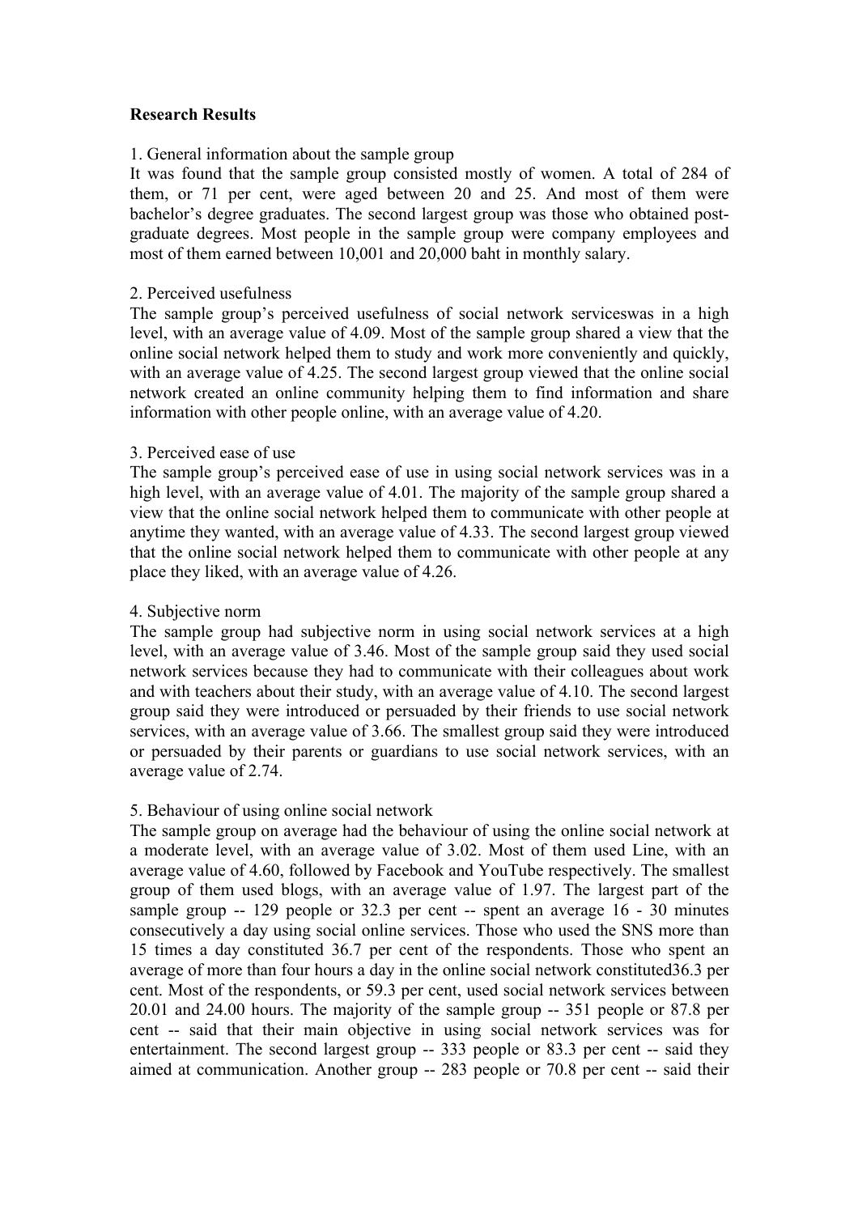**Research Results**

1. General information about the sample group

It was found that the sample group consisted mostly of women. A total of 284 of them, or 71 per cent, were aged between 20 and 25. And most of them were bachelor's degree graduates. The second largest group was those who obtained post-graduate degrees. Most people in the sample group were company employees and most of them earned between 10,001 and 20,000 baht in monthly salary.

2. Perceived usefulness

The sample group's perceived usefulness of social network serviceswas in a high level, with an average value of 4.09. Most of the sample group shared a view that the online social network helped them to study and work more conveniently and quickly, with an average value of 4.25. The second largest group viewed that the online social network created an online community helping them to find information and share information with other people online, with an average value of 4.20.

3. Perceived ease of use

The sample group's perceived ease of use in using social network services was in a high level, with an average value of 4.01. The majority of the sample group shared a view that the online social network helped them to communicate with other people at anytime they wanted, with an average value of 4.33. The second largest group viewed that the online social network helped them to communicate with other people at any place they liked, with an average value of 4.26.

4. Subjective norm

The sample group had subjective norm in using social network services at a high level, with an average value of 3.46. Most of the sample group said they used social network services because they had to communicate with their colleagues about work and with teachers about their study, with an average value of 4.10. The second largest group said they were introduced or persuaded by their friends to use social network services, with an average value of 3.66. The smallest group said they were introduced or persuaded by their parents or guardians to use social network services, with an average value of 2.74.

5. Behaviour of using online social network

The sample group on average had the behaviour of using the online social network at a moderate level, with an average value of 3.02. Most of them used Line, with an average value of 4.60, followed by Facebook and YouTube respectively. The smallest group of them used blogs, with an average value of 1.97. The largest part of the sample group -- 129 people or 32.3 per cent -- spent an average 16 - 30 minutes consecutively a day using social online services. Those who used the SNS more than 15 times a day constituted 36.7 per cent of the respondents. Those who spent an average of more than four hours a day in the online social network constituted36.3 per cent. Most of the respondents, or 59.3 per cent, used social network services between 20.01 and 24.00 hours. The majority of the sample group -- 351 people or 87.8 per cent -- said that their main objective in using social network services was for entertainment. The second largest group -- 333 people or 83.3 per cent -- said they aimed at communication. Another group -- 283 people or 70.8 per cent -- said their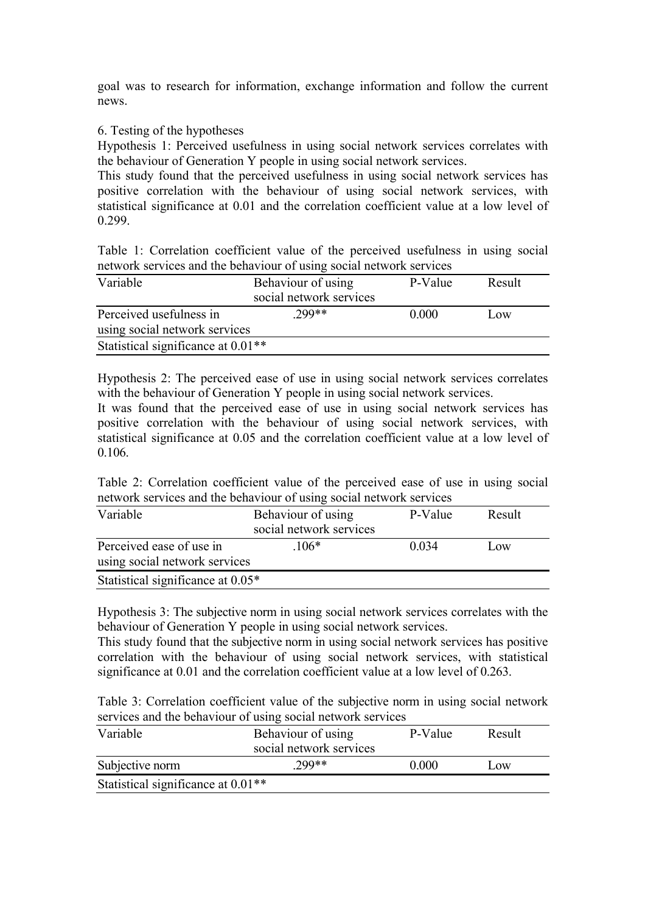goal was to research for information, exchange information and follow the current news.

6. Testing of the hypotheses

Hypothesis 1: Perceived usefulness in using social network services correlates with the behaviour of Generation Y people in using social network services.

This study found that the perceived usefulness in using social network services has positive correlation with the behaviour of using social network services, with statistical significance at 0.01 and the correlation coefficient value at a low level of 0.299.

Table 1: Correlation coefficient value of the perceived usefulness in using social network services and the behaviour of using social network services

| Variable | Behaviour of using social network services | P-Value | Result |
|---|---|---|---|
| Perceived usefulness in using social network services | .299** | 0.000 | Low |
| Statistical significance at 0.01** | | | |

Hypothesis 2: The perceived ease of use in using social network services correlates with the behaviour of Generation Y people in using social network services.

It was found that the perceived ease of use in using social network services has positive correlation with the behaviour of using social network services, with statistical significance at 0.05 and the correlation coefficient value at a low level of 0.106.

Table 2: Correlation coefficient value of the perceived ease of use in using social network services and the behaviour of using social network services

| Variable | Behaviour of using social network services | P-Value | Result |
|---|---|---|---|
| Perceived ease of use in using social network services | .106* | 0.034 | Low |
| Statistical significance at 0.05* | | | |

Hypothesis 3: The subjective norm in using social network services correlates with the behaviour of Generation Y people in using social network services.

This study found that the subjective norm in using social network services has positive correlation with the behaviour of using social network services, with statistical significance at 0.01 and the correlation coefficient value at a low level of 0.263.

Table 3: Correlation coefficient value of the subjective norm in using social network services and the behaviour of using social network services

| Variable | Behaviour of using social network services | P-Value | Result |
|---|---|---|---|
| Subjective norm | .299** | 0.000 | Low |
| Statistical significance at 0.01** | | | |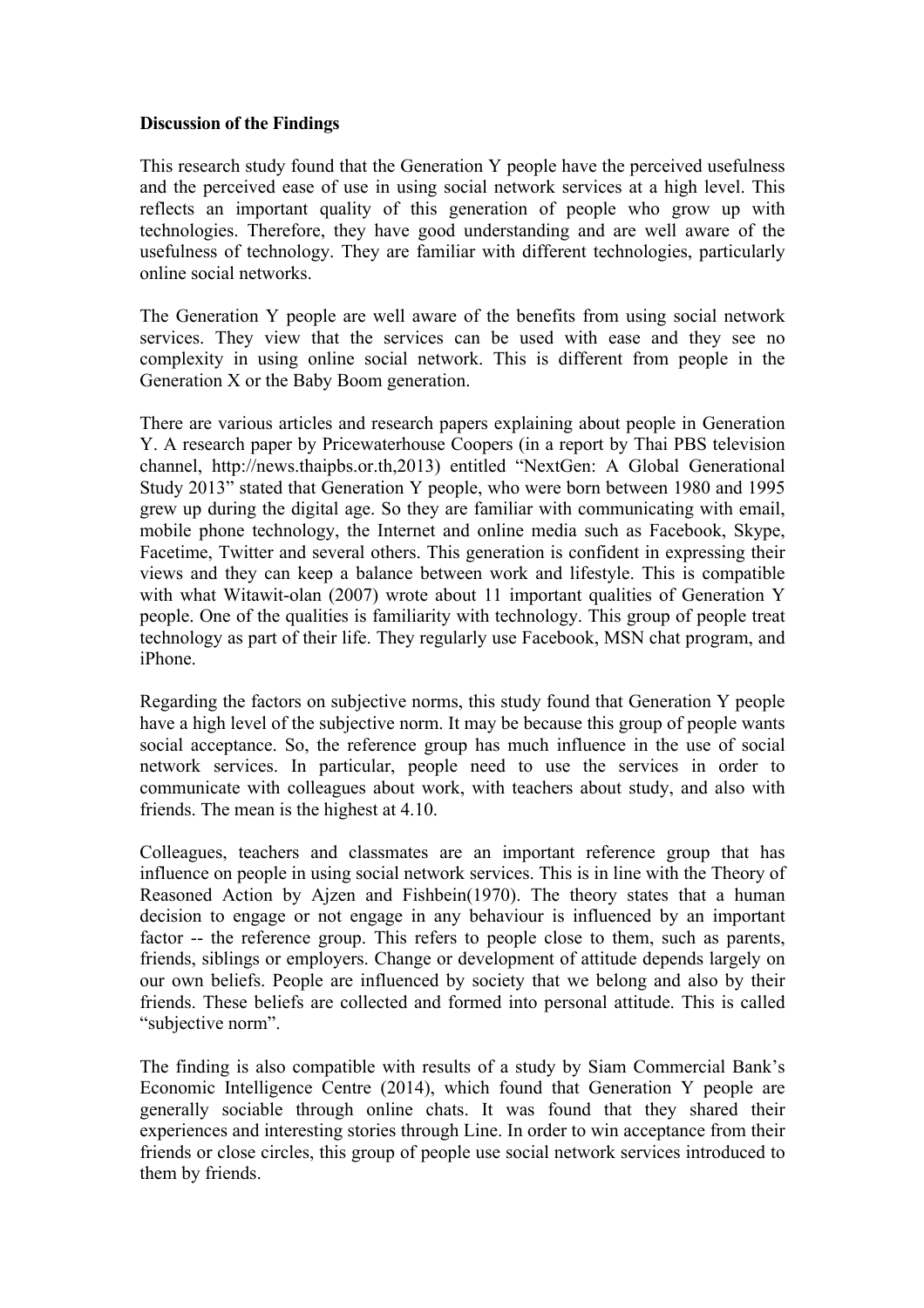**Discussion of the Findings**

This research study found that the Generation Y people have the perceived usefulness and the perceived ease of use in using social network services at a high level. This reflects an important quality of this generation of people who grow up with technologies. Therefore, they have good understanding and are well aware of the usefulness of technology. They are familiar with different technologies, particularly online social networks.

The Generation Y people are well aware of the benefits from using social network services. They view that the services can be used with ease and they see no complexity in using online social network. This is different from people in the Generation X or the Baby Boom generation.

There are various articles and research papers explaining about people in Generation Y. A research paper by Pricewaterhouse Coopers (in a report by Thai PBS television channel, http://news.thaipbs.or.th,2013) entitled "NextGen: A Global Generational Study 2013" stated that Generation Y people, who were born between 1980 and 1995 grew up during the digital age. So they are familiar with communicating with email, mobile phone technology, the Internet and online media such as Facebook, Skype, Facetime, Twitter and several others. This generation is confident in expressing their views and they can keep a balance between work and lifestyle. This is compatible with what Witawit-olan (2007) wrote about 11 important qualities of Generation Y people. One of the qualities is familiarity with technology. This group of people treat technology as part of their life. They regularly use Facebook, MSN chat program, and iPhone.

Regarding the factors on subjective norms, this study found that Generation Y people have a high level of the subjective norm. It may be because this group of people wants social acceptance. So, the reference group has much influence in the use of social network services. In particular, people need to use the services in order to communicate with colleagues about work, with teachers about study, and also with friends. The mean is the highest at 4.10.

Colleagues, teachers and classmates are an important reference group that has influence on people in using social network services. This is in line with the Theory of Reasoned Action by Ajzen and Fishbein(1970). The theory states that a human decision to engage or not engage in any behaviour is influenced by an important factor -- the reference group. This refers to people close to them, such as parents, friends, siblings or employers. Change or development of attitude depends largely on our own beliefs. People are influenced by society that we belong and also by their friends. These beliefs are collected and formed into personal attitude. This is called "subjective norm".

The finding is also compatible with results of a study by Siam Commercial Bank's Economic Intelligence Centre (2014), which found that Generation Y people are generally sociable through online chats. It was found that they shared their experiences and interesting stories through Line. In order to win acceptance from their friends or close circles, this group of people use social network services introduced to them by friends.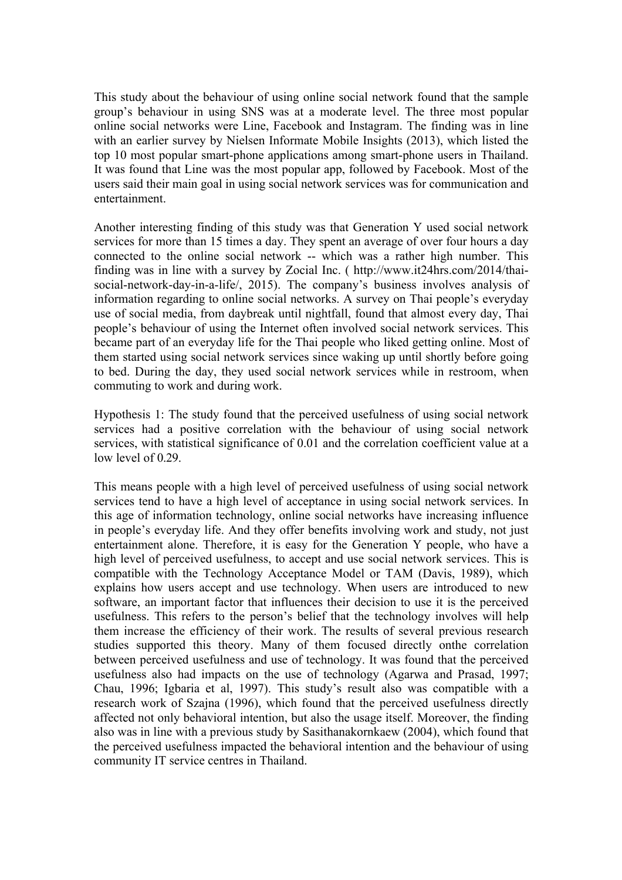This study about the behaviour of using online social network found that the sample group's behaviour in using SNS was at a moderate level. The three most popular online social networks were Line, Facebook and Instagram. The finding was in line with an earlier survey by Nielsen Informate Mobile Insights (2013), which listed the top 10 most popular smart-phone applications among smart-phone users in Thailand. It was found that Line was the most popular app, followed by Facebook. Most of the users said their main goal in using social network services was for communication and entertainment.

Another interesting finding of this study was that Generation Y used social network services for more than 15 times a day. They spent an average of over four hours a day connected to the online social network -- which was a rather high number. This finding was in line with a survey by Zocial Inc. ( http://www.it24hrs.com/2014/thai-social-network-day-in-a-life/, 2015). The company's business involves analysis of information regarding to online social networks. A survey on Thai people's everyday use of social media, from daybreak until nightfall, found that almost every day, Thai people's behaviour of using the Internet often involved social network services. This became part of an everyday life for the Thai people who liked getting online. Most of them started using social network services since waking up until shortly before going to bed. During the day, they used social network services while in restroom, when commuting to work and during work.

Hypothesis 1: The study found that the perceived usefulness of using social network services had a positive correlation with the behaviour of using social network services, with statistical significance of 0.01 and the correlation coefficient value at a low level of 0.29.

This means people with a high level of perceived usefulness of using social network services tend to have a high level of acceptance in using social network services. In this age of information technology, online social networks have increasing influence in people's everyday life. And they offer benefits involving work and study, not just entertainment alone. Therefore, it is easy for the Generation Y people, who have a high level of perceived usefulness, to accept and use social network services. This is compatible with the Technology Acceptance Model or TAM (Davis, 1989), which explains how users accept and use technology. When users are introduced to new software, an important factor that influences their decision to use it is the perceived usefulness. This refers to the person's belief that the technology involves will help them increase the efficiency of their work. The results of several previous research studies supported this theory. Many of them focused directly onthe correlation between perceived usefulness and use of technology. It was found that the perceived usefulness also had impacts on the use of technology (Agarwa and Prasad, 1997; Chau, 1996; Igbaria et al, 1997). This study's result also was compatible with a research work of Szajna (1996), which found that the perceived usefulness directly affected not only behavioral intention, but also the usage itself. Moreover, the finding also was in line with a previous study by Sasithanakornkaew (2004), which found that the perceived usefulness impacted the behavioral intention and the behaviour of using community IT service centres in Thailand.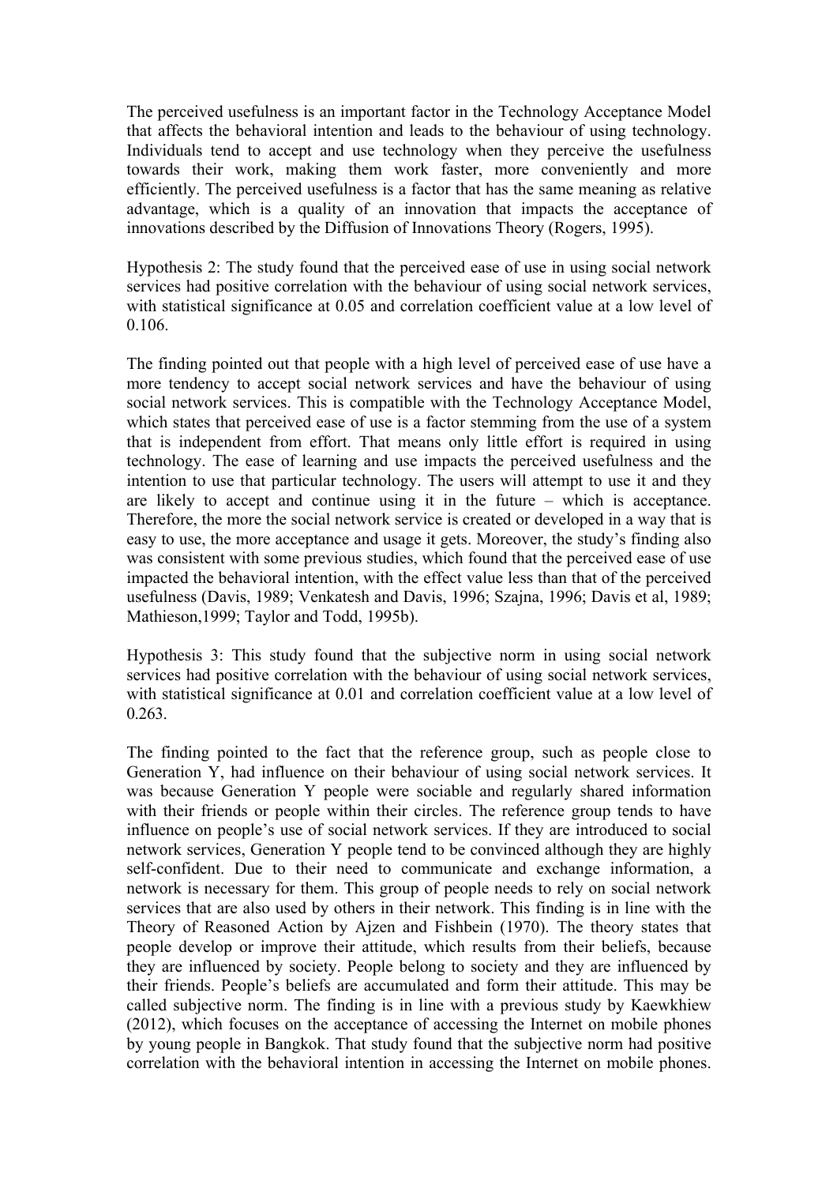The perceived usefulness is an important factor in the Technology Acceptance Model that affects the behavioral intention and leads to the behaviour of using technology. Individuals tend to accept and use technology when they perceive the usefulness towards their work, making them work faster, more conveniently and more efficiently. The perceived usefulness is a factor that has the same meaning as relative advantage, which is a quality of an innovation that impacts the acceptance of innovations described by the Diffusion of Innovations Theory (Rogers, 1995).

Hypothesis 2: The study found that the perceived ease of use in using social network services had positive correlation with the behaviour of using social network services, with statistical significance at 0.05 and correlation coefficient value at a low level of 0.106.

The finding pointed out that people with a high level of perceived ease of use have a more tendency to accept social network services and have the behaviour of using social network services. This is compatible with the Technology Acceptance Model, which states that perceived ease of use is a factor stemming from the use of a system that is independent from effort. That means only little effort is required in using technology. The ease of learning and use impacts the perceived usefulness and the intention to use that particular technology. The users will attempt to use it and they are likely to accept and continue using it in the future – which is acceptance. Therefore, the more the social network service is created or developed in a way that is easy to use, the more acceptance and usage it gets. Moreover, the study's finding also was consistent with some previous studies, which found that the perceived ease of use impacted the behavioral intention, with the effect value less than that of the perceived usefulness (Davis, 1989; Venkatesh and Davis, 1996; Szajna, 1996; Davis et al, 1989; Mathieson,1999; Taylor and Todd, 1995b).

Hypothesis 3: This study found that the subjective norm in using social network services had positive correlation with the behaviour of using social network services, with statistical significance at 0.01 and correlation coefficient value at a low level of 0.263.

The finding pointed to the fact that the reference group, such as people close to Generation Y, had influence on their behaviour of using social network services. It was because Generation Y people were sociable and regularly shared information with their friends or people within their circles. The reference group tends to have influence on people's use of social network services. If they are introduced to social network services, Generation Y people tend to be convinced although they are highly self-confident. Due to their need to communicate and exchange information, a network is necessary for them. This group of people needs to rely on social network services that are also used by others in their network. This finding is in line with the Theory of Reasoned Action by Ajzen and Fishbein (1970). The theory states that people develop or improve their attitude, which results from their beliefs, because they are influenced by society. People belong to society and they are influenced by their friends. People's beliefs are accumulated and form their attitude. This may be called subjective norm. The finding is in line with a previous study by Kaewkhiew (2012), which focuses on the acceptance of accessing the Internet on mobile phones by young people in Bangkok. That study found that the subjective norm had positive correlation with the behavioral intention in accessing the Internet on mobile phones.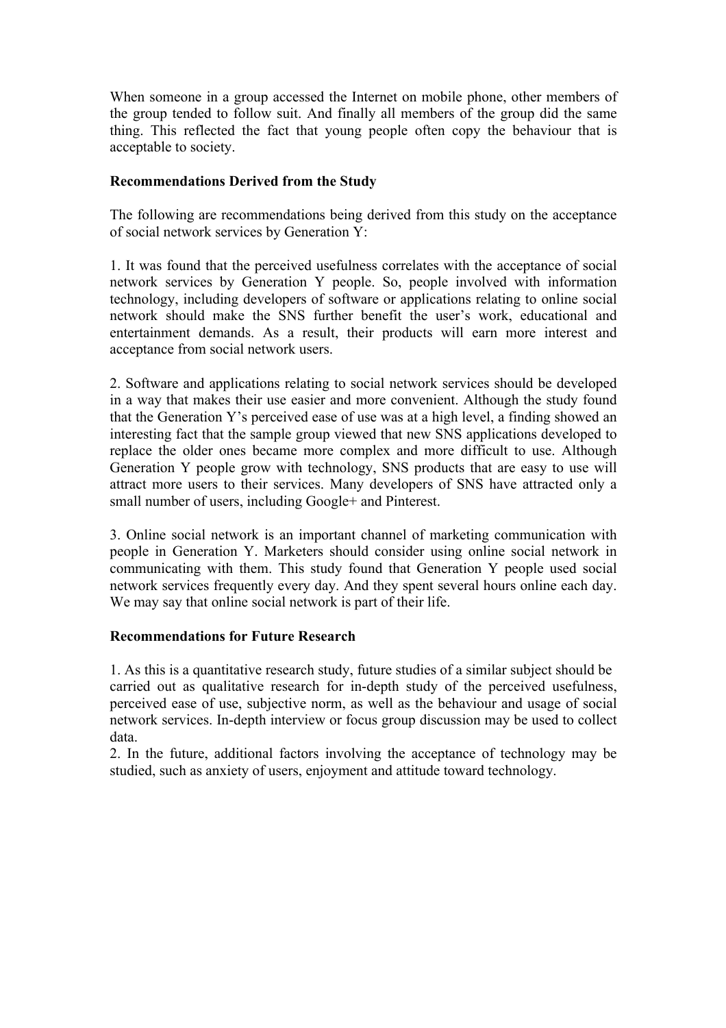When someone in a group accessed the Internet on mobile phone, other members of the group tended to follow suit. And finally all members of the group did the same thing. This reflected the fact that young people often copy the behaviour that is acceptable to society.

**Recommendations Derived from the Study**

The following are recommendations being derived from this study on the acceptance of social network services by Generation Y:

1. It was found that the perceived usefulness correlates with the acceptance of social network services by Generation Y people. So, people involved with information technology, including developers of software or applications relating to online social network should make the SNS further benefit the user's work, educational and entertainment demands. As a result, their products will earn more interest and acceptance from social network users.

2. Software and applications relating to social network services should be developed in a way that makes their use easier and more convenient. Although the study found that the Generation Y's perceived ease of use was at a high level, a finding showed an interesting fact that the sample group viewed that new SNS applications developed to replace the older ones became more complex and more difficult to use. Although Generation Y people grow with technology, SNS products that are easy to use will attract more users to their services. Many developers of SNS have attracted only a small number of users, including Google+ and Pinterest.

3. Online social network is an important channel of marketing communication with people in Generation Y. Marketers should consider using online social network in communicating with them. This study found that Generation Y people used social network services frequently every day. And they spent several hours online each day. We may say that online social network is part of their life.

**Recommendations for Future Research**

1. As this is a quantitative research study, future studies of a similar subject should be carried out as qualitative research for in-depth study of the perceived usefulness, perceived ease of use, subjective norm, as well as the behaviour and usage of social network services. In-depth interview or focus group discussion may be used to collect data.
2. In the future, additional factors involving the acceptance of technology may be studied, such as anxiety of users, enjoyment and attitude toward technology.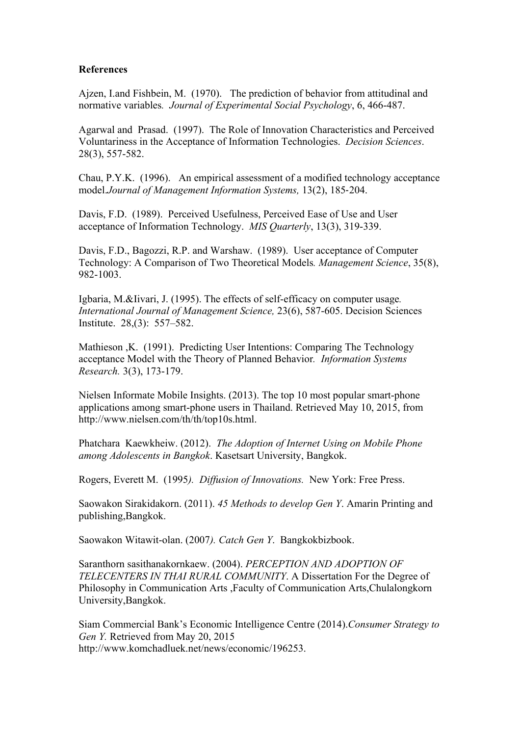**References**

Ajzen, I.and Fishbein, M. (1970). The prediction of behavior from attitudinal and normative variables*. Journal of Experimental Social Psychology*, 6, 466-487.

Agarwal and Prasad. (1997). The Role of Innovation Characteristics and Perceived Voluntariness in the Acceptance of Information Technologies. *Decision Sciences*. 28(3), 557-582.

Chau, P.Y.K. (1996). An empirical assessment of a modified technology acceptance model.*Journal of Management Information Systems,* 13(2), 185-204.

Davis, F.D. (1989). Perceived Usefulness, Perceived Ease of Use and User acceptance of Information Technology. *MIS Quarterly*, 13(3), 319-339.

Davis, F.D., Bagozzi, R.P. and Warshaw. (1989). User acceptance of Computer Technology: A Comparison of Two Theoretical Models*. Management Science*, 35(8), 982-1003.

Igbaria, M.&Iivari, J. (1995). The effects of self-efficacy on computer usage*. International Journal of Management Science,* 23(6), 587-605. Decision Sciences Institute. 28,(3): 557–582.

Mathieson ,K. (1991). Predicting User Intentions: Comparing The Technology acceptance Model with the Theory of Planned Behavior*. Information Systems Research.* 3(3), 173-179.

Nielsen Informate Mobile Insights. (2013). The top 10 most popular smart-phone applications among smart-phone users in Thailand. Retrieved May 10, 2015, from http://www.nielsen.com/th/th/top10s.html.

Phatchara Kaewkheiw. (2012). *The Adoption of Internet Using on Mobile Phone among Adolescents in Bangkok*. Kasetsart University, Bangkok.

Rogers, Everett M. (1995*). Diffusion of Innovations.* New York: Free Press.

Saowakon Sirakidakorn. (2011). *45 Methods to develop Gen Y*. Amarin Printing and publishing,Bangkok.

Saowakon Witawit-olan. (2007*). Catch Gen Y*. Bangkokbizbook.

Saranthorn sasithanakornkaew. (2004). *PERCEPTION AND ADOPTION OF TELECENTERS IN THAI RURAL COMMUNITY*. A Dissertation For the Degree of Philosophy in Communication Arts ,Faculty of Communication Arts,Chulalongkorn University,Bangkok.

Siam Commercial Bank's Economic Intelligence Centre (2014).*Consumer Strategy to Gen Y.* Retrieved from May 20, 2015 http://www.komchadluek.net/news/economic/196253.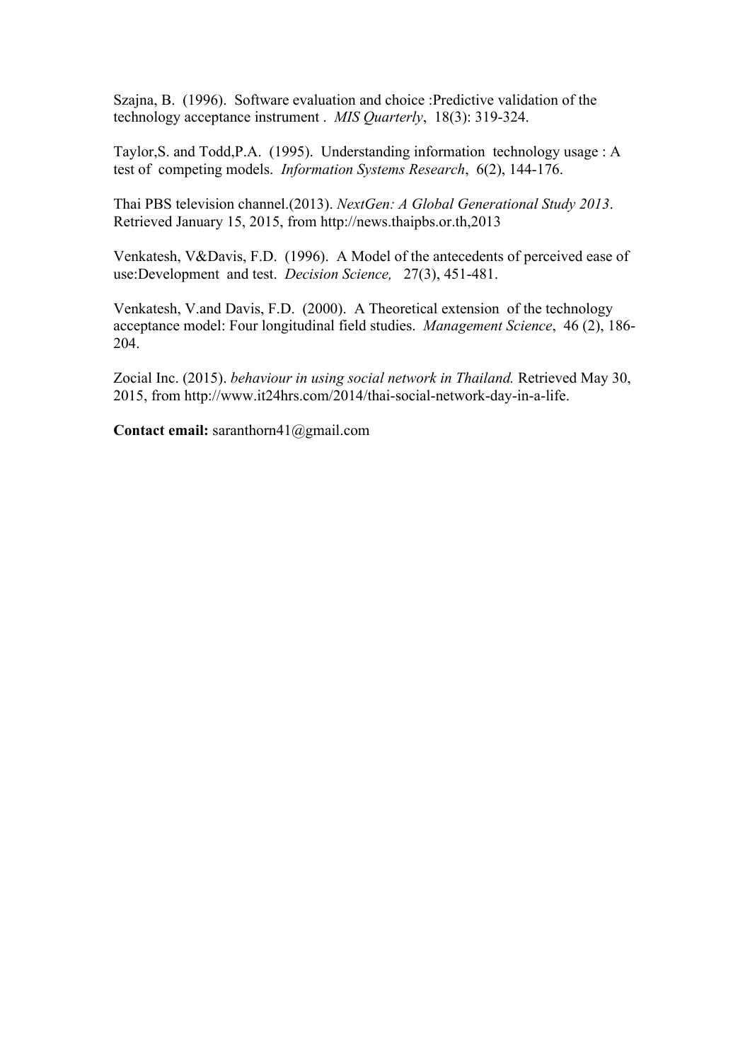Szajna, B. (1996). Software evaluation and choice :Predictive validation of the technology acceptance instrument . *MIS Quarterly*, 18(3): 319-324.

Taylor,S. and Todd,P.A. (1995). Understanding information technology usage : A test of competing models. *Information Systems Research*, 6(2), 144-176.

Thai PBS television channel.(2013). *NextGen: A Global Generational Study 2013*. Retrieved January 15, 2015, from http://news.thaipbs.or.th,2013

Venkatesh, V&Davis, F.D. (1996). A Model of the antecedents of perceived ease of use:Development and test. *Decision Science,* 27(3), 451-481.

Venkatesh, V.and Davis, F.D. (2000). A Theoretical extension of the technology acceptance model: Four longitudinal field studies. *Management Science*, 46 (2), 186-204.

Zocial Inc. (2015). *behaviour in using social network in Thailand.* Retrieved May 30, 2015, from http://www.it24hrs.com/2014/thai-social-network-day-in-a-life.

**Contact email:** saranthorn41@gmail.com